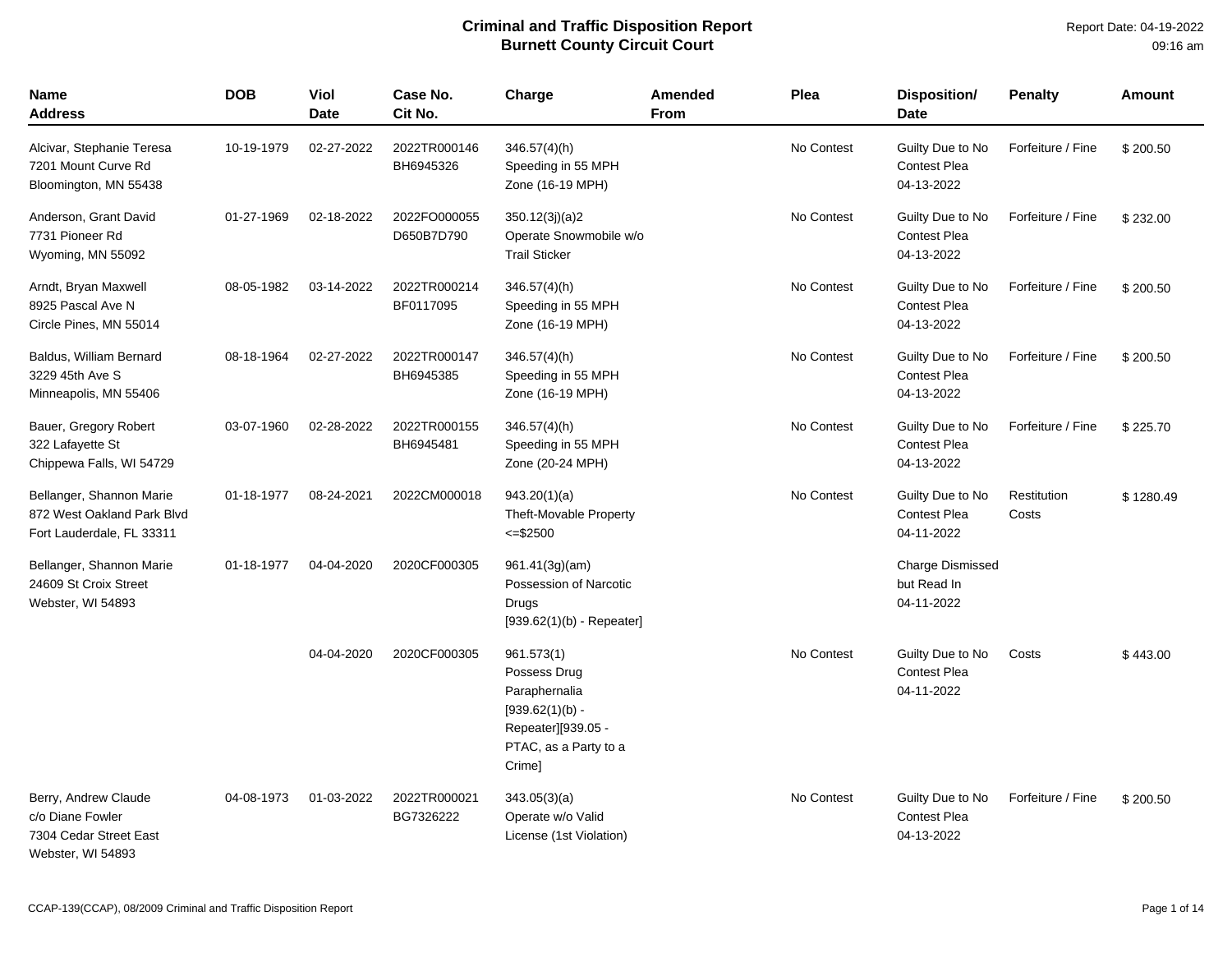# Criminal and Traffic Disposition Report
## Burnett County Circuit Court

Report Date: 04-19-2022
09:16 am

| Name<br>Address | DOB | Viol Date | Case No.<br>Cit No. | Charge | Amended From | Plea | Disposition/<br>Date | Penalty | Amount |
|---|---|---|---|---|---|---|---|---|---|
| Alcivar, Stephanie Teresa<br>7201 Mount Curve Rd<br>Bloomington, MN 55438 | 10-19-1979 | 02-27-2022 | 2022TR000146<br>BH6945326 | 346.57(4)(h)<br>Speeding in 55 MPH Zone (16-19 MPH) | | No Contest | Guilty Due to No Contest Plea<br>04-13-2022 | Forfeiture / Fine | $ 200.50 |
| Anderson, Grant David<br>7731 Pioneer Rd<br>Wyoming, MN 55092 | 01-27-1969 | 02-18-2022 | 2022FO000055<br>D650B7D790 | 350.12(3j)(a)2<br>Operate Snowmobile w/o Trail Sticker | | No Contest | Guilty Due to No Contest Plea<br>04-13-2022 | Forfeiture / Fine | $ 232.00 |
| Arndt, Bryan Maxwell<br>8925 Pascal Ave N<br>Circle Pines, MN 55014 | 08-05-1982 | 03-14-2022 | 2022TR000214<br>BF0117095 | 346.57(4)(h)<br>Speeding in 55 MPH Zone (16-19 MPH) | | No Contest | Guilty Due to No Contest Plea<br>04-13-2022 | Forfeiture / Fine | $ 200.50 |
| Baldus, William Bernard<br>3229 45th Ave S<br>Minneapolis, MN 55406 | 08-18-1964 | 02-27-2022 | 2022TR000147<br>BH6945385 | 346.57(4)(h)<br>Speeding in 55 MPH Zone (16-19 MPH) | | No Contest | Guilty Due to No Contest Plea<br>04-13-2022 | Forfeiture / Fine | $ 200.50 |
| Bauer, Gregory Robert<br>322 Lafayette St<br>Chippewa Falls, WI 54729 | 03-07-1960 | 02-28-2022 | 2022TR000155<br>BH6945481 | 346.57(4)(h)<br>Speeding in 55 MPH Zone (20-24 MPH) | | No Contest | Guilty Due to No Contest Plea<br>04-13-2022 | Forfeiture / Fine | $ 225.70 |
| Bellanger, Shannon Marie<br>872 West Oakland Park Blvd<br>Fort Lauderdale, FL 33311 | 01-18-1977 | 08-24-2021 | 2022CM000018 | 943.20(1)(a)<br>Theft-Movable Property <=$2500 | | No Contest | Guilty Due to No Contest Plea<br>04-11-2022 | Restitution<br>Costs | $ 1280.49 |
| Bellanger, Shannon Marie<br>24609 St Croix Street<br>Webster, WI 54893 | 01-18-1977 | 04-04-2020 | 2020CF000305 | 961.41(3g)(am)<br>Possession of Narcotic Drugs<br>[939.62(1)(b) - Repeater] | | | Charge Dismissed but Read In<br>04-11-2022 | | |
| | | 04-04-2020 | 2020CF000305 | 961.573(1)<br>Possess Drug Paraphernalia<br>[939.62(1)(b) - Repeater][939.05 - PTAC, as a Party to a Crime] | | No Contest | Guilty Due to No Contest Plea<br>04-11-2022 | Costs | $ 443.00 |
| Berry, Andrew Claude<br>c/o Diane Fowler<br>7304 Cedar Street East<br>Webster, WI 54893 | 04-08-1973 | 01-03-2022 | 2022TR000021<br>BG7326222 | 343.05(3)(a)<br>Operate w/o Valid License (1st Violation) | | No Contest | Guilty Due to No Contest Plea<br>04-13-2022 | Forfeiture / Fine | $ 200.50 |

CCAP-139(CCAP), 08/2009 Criminal and Traffic Disposition Report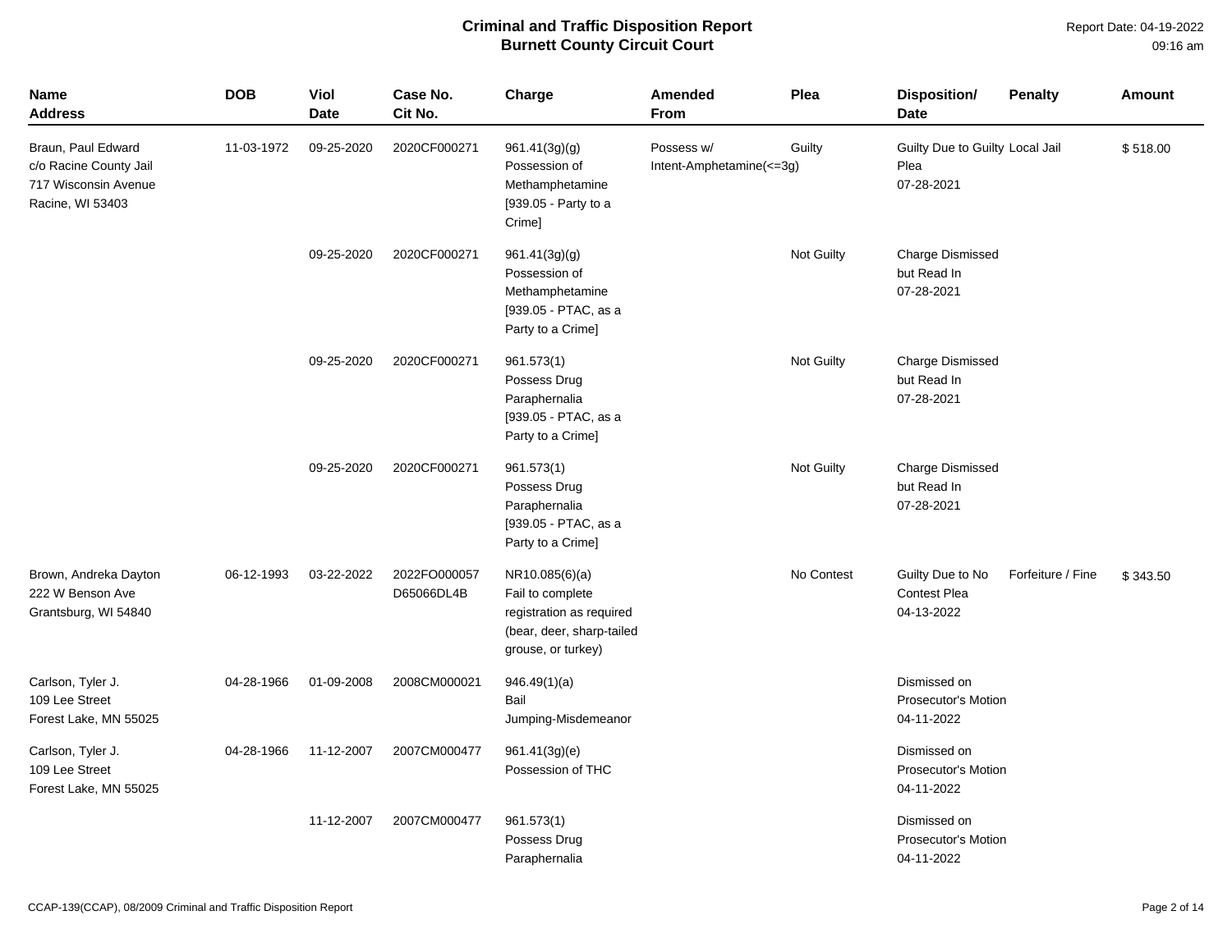# Criminal and Traffic Disposition Report
## Burnett County Circuit Court

Report Date: 04-19-2022
09:16 am

| Name<br>Address | DOB | Viol Date | Case No.<br>Cit No. | Charge | Amended From | Plea | Disposition/<br>Date | Penalty | Amount |
|---|---|---|---|---|---|---|---|---|---|
| Braun, Paul Edward<br>c/o Racine County Jail<br>717 Wisconsin Avenue<br>Racine, WI 53403 | 11-03-1972 | 09-25-2020 | 2020CF000271 | 961.41(3g)(g)<br>Possession of Methamphetamine<br>[939.05 - Party to a Crime] | Possess w/ Intent-Amphetamine(<=3g) | Guilty | Guilty Due to Guilty Plea<br>07-28-2021 | Local Jail | $ 518.00 |
| | | 09-25-2020 | 2020CF000271 | 961.41(3g)(g)<br>Possession of Methamphetamine<br>[939.05 - PTAC, as a Party to a Crime] | | Not Guilty | Charge Dismissed but Read In<br>07-28-2021 | | |
| | | 09-25-2020 | 2020CF000271 | 961.573(1)<br>Possess Drug Paraphernalia<br>[939.05 - PTAC, as a Party to a Crime] | | Not Guilty | Charge Dismissed but Read In<br>07-28-2021 | | |
| | | 09-25-2020 | 2020CF000271 | 961.573(1)<br>Possess Drug Paraphernalia<br>[939.05 - PTAC, as a Party to a Crime] | | Not Guilty | Charge Dismissed but Read In<br>07-28-2021 | | |
| Brown, Andreka Dayton<br>222 W Benson Ave<br>Grantsburg, WI 54840 | 06-12-1993 | 03-22-2022 | 2022FO000057<br>D65066DL4B | NR10.085(6)(a)<br>Fail to complete registration as required (bear, deer, sharp-tailed grouse, or turkey) | | No Contest | Guilty Due to No Contest Plea<br>04-13-2022 | Forfeiture / Fine | $ 343.50 |
| Carlson, Tyler J.<br>109 Lee Street<br>Forest Lake, MN 55025 | 04-28-1966 | 01-09-2008 | 2008CM000021 | 946.49(1)(a)<br>Bail Jumping-Misdemeanor | | | Dismissed on Prosecutor's Motion<br>04-11-2022 | | |
| Carlson, Tyler J.<br>109 Lee Street<br>Forest Lake, MN 55025 | 04-28-1966 | 11-12-2007 | 2007CM000477 | 961.41(3g)(e)<br>Possession of THC | | | Dismissed on Prosecutor's Motion<br>04-11-2022 | | |
| | | 11-12-2007 | 2007CM000477 | 961.573(1)<br>Possess Drug Paraphernalia | | | Dismissed on Prosecutor's Motion<br>04-11-2022 | | |

CCAP-139(CCAP), 08/2009 Criminal and Traffic Disposition Report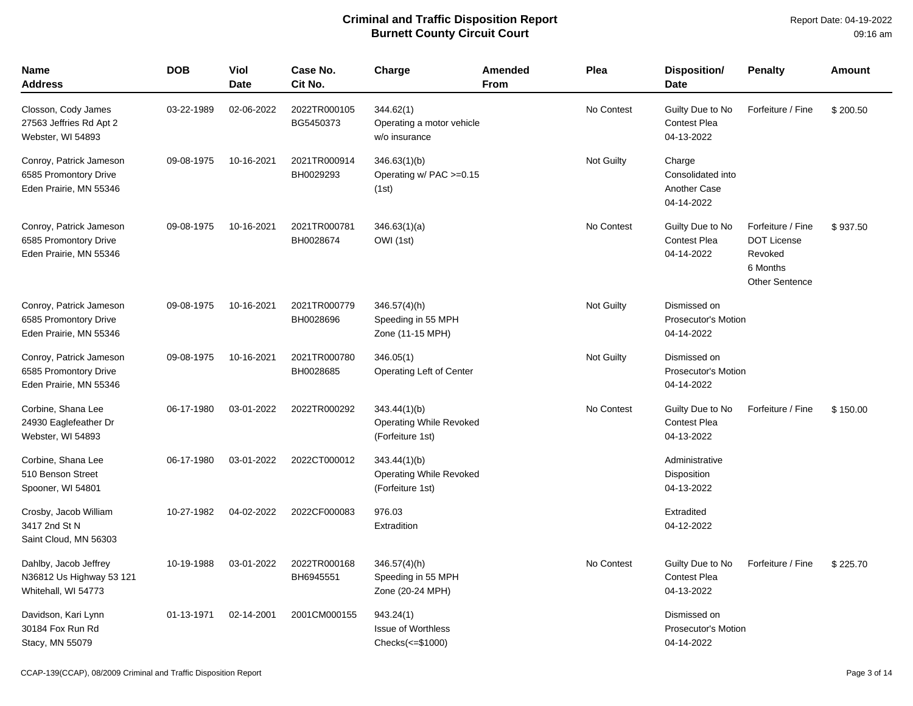# Criminal and Traffic Disposition Report
## Burnett County Circuit Court

Report Date: 04-19-2022
09:16 am

| Name<br>Address | DOB | Viol Date | Case No.<br>Cit No. | Charge | Amended From | Plea | Disposition/<br>Date | Penalty | Amount |
|---|---|---|---|---|---|---|---|---|---|
| Closson, Cody James<br>27563 Jeffries Rd Apt 2<br>Webster, WI 54893 | 03-22-1989 | 02-06-2022 | 2022TR000105<br>BG5450373 | 344.62(1)<br>Operating a motor vehicle w/o insurance | | No Contest | Guilty Due to No Contest Plea<br>04-13-2022 | Forfeiture / Fine | $ 200.50 |
| Conroy, Patrick Jameson<br>6585 Promontory Drive<br>Eden Prairie, MN 55346 | 09-08-1975 | 10-16-2021 | 2021TR000914<br>BH0029293 | 346.63(1)(b)<br>Operating w/ PAC >=0.15 (1st) | | Not Guilty | Charge Consolidated into Another Case<br>04-14-2022 | | |
| Conroy, Patrick Jameson<br>6585 Promontory Drive<br>Eden Prairie, MN 55346 | 09-08-1975 | 10-16-2021 | 2021TR000781<br>BH0028674 | 346.63(1)(a)<br>OWI (1st) | | No Contest | Guilty Due to No Contest Plea<br>04-14-2022 | Forfeiture / Fine<br>DOT License Revoked<br>6 Months<br>Other Sentence | $ 937.50 |
| Conroy, Patrick Jameson<br>6585 Promontory Drive<br>Eden Prairie, MN 55346 | 09-08-1975 | 10-16-2021 | 2021TR000779<br>BH0028696 | 346.57(4)(h)<br>Speeding in 55 MPH Zone (11-15 MPH) | | Not Guilty | Dismissed on Prosecutor's Motion<br>04-14-2022 | | |
| Conroy, Patrick Jameson<br>6585 Promontory Drive<br>Eden Prairie, MN 55346 | 09-08-1975 | 10-16-2021 | 2021TR000780<br>BH0028685 | 346.05(1)<br>Operating Left of Center | | Not Guilty | Dismissed on Prosecutor's Motion<br>04-14-2022 | | |
| Corbine, Shana Lee<br>24930 Eaglefeather Dr<br>Webster, WI 54893 | 06-17-1980 | 03-01-2022 | 2022TR000292 | 343.44(1)(b)<br>Operating While Revoked (Forfeiture 1st) | | No Contest | Guilty Due to No Contest Plea<br>04-13-2022 | Forfeiture / Fine | $ 150.00 |
| Corbine, Shana Lee<br>510 Benson Street<br>Spooner, WI 54801 | 06-17-1980 | 03-01-2022 | 2022CT000012 | 343.44(1)(b)<br>Operating While Revoked (Forfeiture 1st) | | | Administrative Disposition<br>04-13-2022 | | |
| Crosby, Jacob William<br>3417 2nd St N<br>Saint Cloud, MN 56303 | 10-27-1982 | 04-02-2022 | 2022CF000083 | 976.03<br>Extradition | | | Extradited<br>04-12-2022 | | |
| Dahlby, Jacob Jeffrey<br>N36812 Us Highway 53 121<br>Whitehall, WI 54773 | 10-19-1988 | 03-01-2022 | 2022TR000168<br>BH6945551 | 346.57(4)(h)<br>Speeding in 55 MPH Zone (20-24 MPH) | | No Contest | Guilty Due to No Contest Plea<br>04-13-2022 | Forfeiture / Fine | $ 225.70 |
| Davidson, Kari Lynn<br>30184 Fox Run Rd<br>Stacy, MN 55079 | 01-13-1971 | 02-14-2001 | 2001CM000155 | 943.24(1)<br>Issue of Worthless Checks(<=$1000) | | | Dismissed on Prosecutor's Motion<br>04-14-2022 | | |

CCAP-139(CCAP), 08/2009 Criminal and Traffic Disposition Report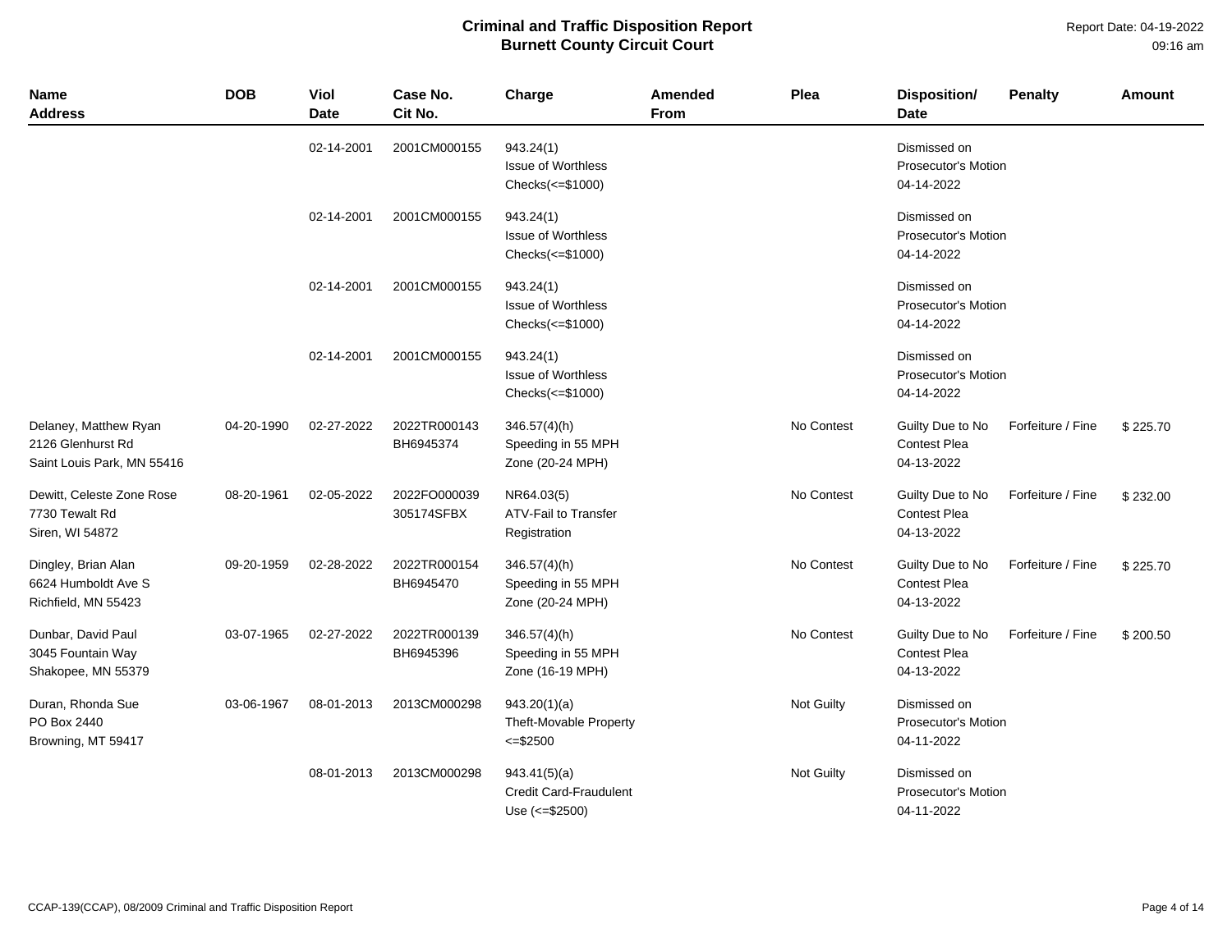# Criminal and Traffic Disposition Report
## Burnett County Circuit Court

Report Date: 04-19-2022
09:16 am

| Name Address | DOB | Viol Date | Case No. Cit No. | Charge | Amended From | Plea | Disposition/ Date | Penalty | Amount |
|---|---|---|---|---|---|---|---|---|---|
| | | 02-14-2001 | 2001CM000155 | 943.24(1) Issue of Worthless Checks(<=$1000) | | | Dismissed on Prosecutor's Motion 04-14-2022 | | |
| | | 02-14-2001 | 2001CM000155 | 943.24(1) Issue of Worthless Checks(<=$1000) | | | Dismissed on Prosecutor's Motion 04-14-2022 | | |
| | | 02-14-2001 | 2001CM000155 | 943.24(1) Issue of Worthless Checks(<=$1000) | | | Dismissed on Prosecutor's Motion 04-14-2022 | | |
| | | 02-14-2001 | 2001CM000155 | 943.24(1) Issue of Worthless Checks(<=$1000) | | | Dismissed on Prosecutor's Motion 04-14-2022 | | |
| Delaney, Matthew Ryan 2126 Glenhurst Rd Saint Louis Park, MN 55416 | 04-20-1990 | 02-27-2022 | 2022TR000143 BH6945374 | 346.57(4)(h) Speeding in 55 MPH Zone (20-24 MPH) | | No Contest | Guilty Due to No Contest Plea 04-13-2022 | Forfeiture / Fine | $ 225.70 |
| Dewitt, Celeste Zone Rose 7730 Tewalt Rd Siren, WI 54872 | 08-20-1961 | 02-05-2022 | 2022FO000039 305174SFBX | NR64.03(5) ATV-Fail to Transfer Registration | | No Contest | Guilty Due to No Contest Plea 04-13-2022 | Forfeiture / Fine | $ 232.00 |
| Dingley, Brian Alan 6624 Humboldt Ave S Richfield, MN 55423 | 09-20-1959 | 02-28-2022 | 2022TR000154 BH6945470 | 346.57(4)(h) Speeding in 55 MPH Zone (20-24 MPH) | | No Contest | Guilty Due to No Contest Plea 04-13-2022 | Forfeiture / Fine | $ 225.70 |
| Dunbar, David Paul 3045 Fountain Way Shakopee, MN 55379 | 03-07-1965 | 02-27-2022 | 2022TR000139 BH6945396 | 346.57(4)(h) Speeding in 55 MPH Zone (16-19 MPH) | | No Contest | Guilty Due to No Contest Plea 04-13-2022 | Forfeiture / Fine | $ 200.50 |
| Duran, Rhonda Sue PO Box 2440 Browning, MT 59417 | 03-06-1967 | 08-01-2013 | 2013CM000298 | 943.20(1)(a) Theft-Movable Property <=$2500 | | Not Guilty | Dismissed on Prosecutor's Motion 04-11-2022 | | |
| | | 08-01-2013 | 2013CM000298 | 943.41(5)(a) Credit Card-Fraudulent Use (<=$2500) | | Not Guilty | Dismissed on Prosecutor's Motion 04-11-2022 | | |

CCAP-139(CCAP), 08/2009 Criminal and Traffic Disposition Report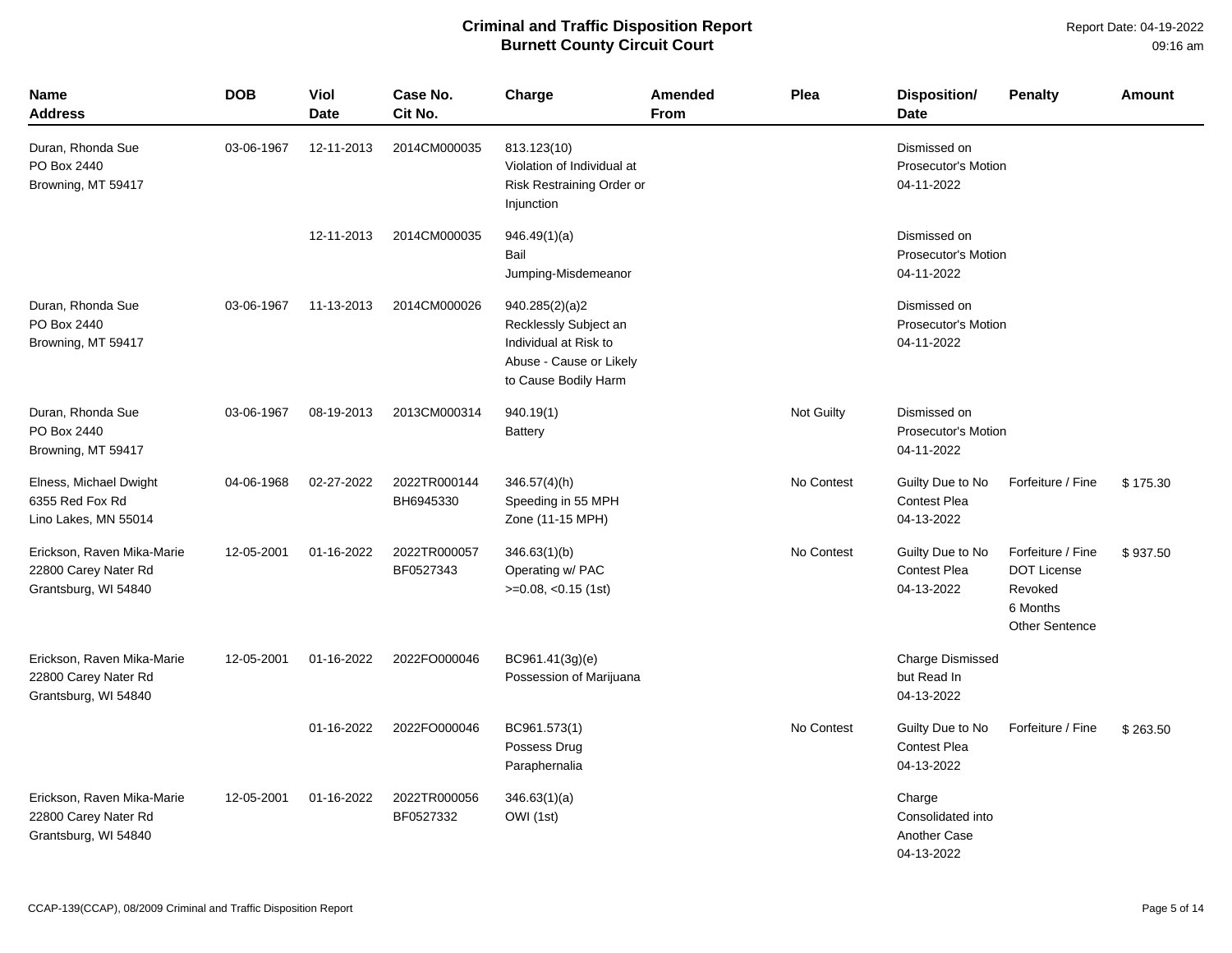# Criminal and Traffic Disposition Report
## Burnett County Circuit Court

Report Date: 04-19-2022
09:16 am

| Name Address | DOB | Viol Date | Case No. Cit No. | Charge | Amended From | Plea | Disposition/ Date | Penalty | Amount |
|---|---|---|---|---|---|---|---|---|---|
| Duran, Rhonda Sue PO Box 2440 Browning, MT 59417 | 03-06-1967 | 12-11-2013 | 2014CM000035 | 813.123(10) Violation of Individual at Risk Restraining Order or Injunction | | | Dismissed on Prosecutor's Motion 04-11-2022 | | |
| | | 12-11-2013 | 2014CM000035 | 946.49(1)(a) Bail Jumping-Misdemeanor | | | Dismissed on Prosecutor's Motion 04-11-2022 | | |
| Duran, Rhonda Sue PO Box 2440 Browning, MT 59417 | 03-06-1967 | 11-13-2013 | 2014CM000026 | 940.285(2)(a)2 Recklessly Subject an Individual at Risk to Abuse - Cause or Likely to Cause Bodily Harm | | | Dismissed on Prosecutor's Motion 04-11-2022 | | |
| Duran, Rhonda Sue PO Box 2440 Browning, MT 59417 | 03-06-1967 | 08-19-2013 | 2013CM000314 | 940.19(1) Battery | | Not Guilty | Dismissed on Prosecutor's Motion 04-11-2022 | | |
| Elness, Michael Dwight 6355 Red Fox Rd Lino Lakes, MN 55014 | 04-06-1968 | 02-27-2022 | 2022TR000144 BH6945330 | 346.57(4)(h) Speeding in 55 MPH Zone (11-15 MPH) | | No Contest | Guilty Due to No Contest Plea 04-13-2022 | Forfeiture / Fine | $ 175.30 |
| Erickson, Raven Mika-Marie 22800 Carey Nater Rd Grantsburg, WI 54840 | 12-05-2001 | 01-16-2022 | 2022TR000057 BF0527343 | 346.63(1)(b) Operating w/ PAC >=0.08, <0.15 (1st) | | No Contest | Guilty Due to No Contest Plea 04-13-2022 | Forfeiture / Fine DOT License Revoked 6 Months Other Sentence | $ 937.50 |
| Erickson, Raven Mika-Marie 22800 Carey Nater Rd Grantsburg, WI 54840 | 12-05-2001 | 01-16-2022 | 2022FO000046 | BC961.41(3g)(e) Possession of Marijuana | | | Charge Dismissed but Read In 04-13-2022 | | |
| | | 01-16-2022 | 2022FO000046 | BC961.573(1) Possess Drug Paraphernalia | | No Contest | Guilty Due to No Contest Plea 04-13-2022 | Forfeiture / Fine | $ 263.50 |
| Erickson, Raven Mika-Marie 22800 Carey Nater Rd Grantsburg, WI 54840 | 12-05-2001 | 01-16-2022 | 2022TR000056 BF0527332 | 346.63(1)(a) OWI (1st) | | | Charge Consolidated into Another Case 04-13-2022 | | |

CCAP-139(CCAP), 08/2009 Criminal and Traffic Disposition Report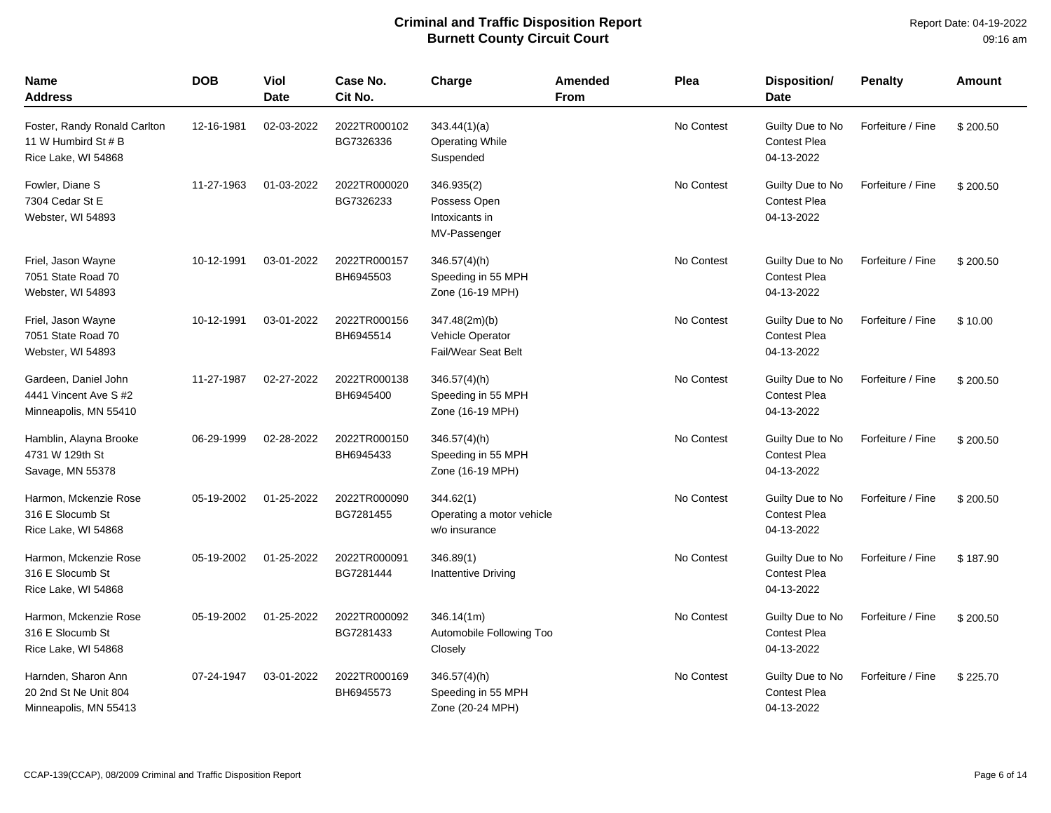# Criminal and Traffic Disposition Report
## Burnett County Circuit Court

Report Date: 04-19-2022
09:16 am

| Name Address | DOB | Viol Date | Case No. Cit No. | Charge | Amended From | Plea | Disposition/ Date | Penalty | Amount |
|---|---|---|---|---|---|---|---|---|---|
| Foster, Randy Ronald Carlton 11 W Humbird St # B Rice Lake, WI 54868 | 12-16-1981 | 02-03-2022 | 2022TR000102 BG7326336 | 343.44(1)(a) Operating While Suspended | | No Contest | Guilty Due to No Contest Plea 04-13-2022 | Forfeiture / Fine | $ 200.50 |
| Fowler, Diane S 7304 Cedar St E Webster, WI 54893 | 11-27-1963 | 01-03-2022 | 2022TR000020 BG7326233 | 346.935(2) Possess Open Intoxicants in MV-Passenger | | No Contest | Guilty Due to No Contest Plea 04-13-2022 | Forfeiture / Fine | $ 200.50 |
| Friel, Jason Wayne 7051 State Road 70 Webster, WI 54893 | 10-12-1991 | 03-01-2022 | 2022TR000157 BH6945503 | 346.57(4)(h) Speeding in 55 MPH Zone (16-19 MPH) | | No Contest | Guilty Due to No Contest Plea 04-13-2022 | Forfeiture / Fine | $ 200.50 |
| Friel, Jason Wayne 7051 State Road 70 Webster, WI 54893 | 10-12-1991 | 03-01-2022 | 2022TR000156 BH6945514 | 347.48(2m)(b) Vehicle Operator Fail/Wear Seat Belt | | No Contest | Guilty Due to No Contest Plea 04-13-2022 | Forfeiture / Fine | $ 10.00 |
| Gardeen, Daniel John 4441 Vincent Ave S #2 Minneapolis, MN 55410 | 11-27-1987 | 02-27-2022 | 2022TR000138 BH6945400 | 346.57(4)(h) Speeding in 55 MPH Zone (16-19 MPH) | | No Contest | Guilty Due to No Contest Plea 04-13-2022 | Forfeiture / Fine | $ 200.50 |
| Hamblin, Alayna Brooke 4731 W 129th St Savage, MN 55378 | 06-29-1999 | 02-28-2022 | 2022TR000150 BH6945433 | 346.57(4)(h) Speeding in 55 MPH Zone (16-19 MPH) | | No Contest | Guilty Due to No Contest Plea 04-13-2022 | Forfeiture / Fine | $ 200.50 |
| Harmon, Mckenzie Rose 316 E Slocumb St Rice Lake, WI 54868 | 05-19-2002 | 01-25-2022 | 2022TR000090 BG7281455 | 344.62(1) Operating a motor vehicle w/o insurance | | No Contest | Guilty Due to No Contest Plea 04-13-2022 | Forfeiture / Fine | $ 200.50 |
| Harmon, Mckenzie Rose 316 E Slocumb St Rice Lake, WI 54868 | 05-19-2002 | 01-25-2022 | 2022TR000091 BG7281444 | 346.89(1) Inattentive Driving | | No Contest | Guilty Due to No Contest Plea 04-13-2022 | Forfeiture / Fine | $ 187.90 |
| Harmon, Mckenzie Rose 316 E Slocumb St Rice Lake, WI 54868 | 05-19-2002 | 01-25-2022 | 2022TR000092 BG7281433 | 346.14(1m) Automobile Following Too Closely | | No Contest | Guilty Due to No Contest Plea 04-13-2022 | Forfeiture / Fine | $ 200.50 |
| Harnden, Sharon Ann 20 2nd St Ne Unit 804 Minneapolis, MN 55413 | 07-24-1947 | 03-01-2022 | 2022TR000169 BH6945573 | 346.57(4)(h) Speeding in 55 MPH Zone (20-24 MPH) | | No Contest | Guilty Due to No Contest Plea 04-13-2022 | Forfeiture / Fine | $ 225.70 |

CCAP-139(CCAP), 08/2009 Criminal and Traffic Disposition Report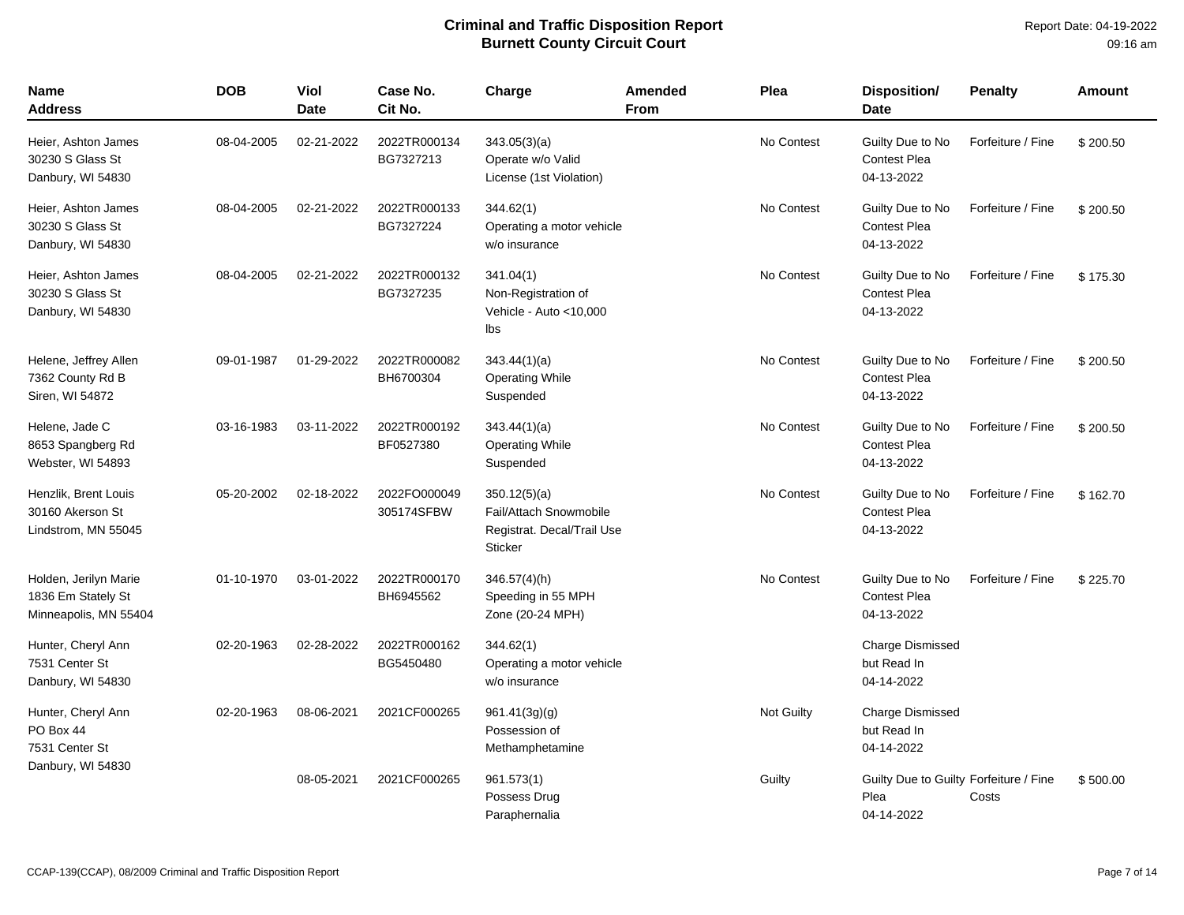# Criminal and Traffic Disposition Report
## Burnett County Circuit Court

Report Date: 04-19-2022
09:16 am

| Name Address | DOB | Viol Date | Case No. Cit No. | Charge | Amended From | Plea | Disposition/ Date | Penalty | Amount |
|---|---|---|---|---|---|---|---|---|---|
| Heier, Ashton James 30230 S Glass St Danbury, WI 54830 | 08-04-2005 | 02-21-2022 | 2022TR000134 BG7327213 | 343.05(3)(a) Operate w/o Valid License (1st Violation) | | No Contest | Guilty Due to No Contest Plea 04-13-2022 | Forfeiture / Fine | $ 200.50 |
| Heier, Ashton James 30230 S Glass St Danbury, WI 54830 | 08-04-2005 | 02-21-2022 | 2022TR000133 BG7327224 | 344.62(1) Operating a motor vehicle w/o insurance | | No Contest | Guilty Due to No Contest Plea 04-13-2022 | Forfeiture / Fine | $ 200.50 |
| Heier, Ashton James 30230 S Glass St Danbury, WI 54830 | 08-04-2005 | 02-21-2022 | 2022TR000132 BG7327235 | 341.04(1) Non-Registration of Vehicle - Auto <10,000 lbs | | No Contest | Guilty Due to No Contest Plea 04-13-2022 | Forfeiture / Fine | $ 175.30 |
| Helene, Jeffrey Allen 7362 County Rd B Siren, WI 54872 | 09-01-1987 | 01-29-2022 | 2022TR000082 BH6700304 | 343.44(1)(a) Operating While Suspended | | No Contest | Guilty Due to No Contest Plea 04-13-2022 | Forfeiture / Fine | $ 200.50 |
| Helene, Jade C 8653 Spangberg Rd Webster, WI 54893 | 03-16-1983 | 03-11-2022 | 2022TR000192 BF0527380 | 343.44(1)(a) Operating While Suspended | | No Contest | Guilty Due to No Contest Plea 04-13-2022 | Forfeiture / Fine | $ 200.50 |
| Henzlik, Brent Louis 30160 Akerson St Lindstrom, MN 55045 | 05-20-2002 | 02-18-2022 | 2022FO000049 305174SFBW | 350.12(5)(a) Fail/Attach Snowmobile Registrat. Decal/Trail Use Sticker | | No Contest | Guilty Due to No Contest Plea 04-13-2022 | Forfeiture / Fine | $ 162.70 |
| Holden, Jerilyn Marie 1836 Em Stately St Minneapolis, MN 55404 | 01-10-1970 | 03-01-2022 | 2022TR000170 BH6945562 | 346.57(4)(h) Speeding in 55 MPH Zone (20-24 MPH) | | No Contest | Guilty Due to No Contest Plea 04-13-2022 | Forfeiture / Fine | $ 225.70 |
| Hunter, Cheryl Ann 7531 Center St Danbury, WI 54830 | 02-20-1963 | 02-28-2022 | 2022TR000162 BG5450480 | 344.62(1) Operating a motor vehicle w/o insurance | | | Charge Dismissed but Read In 04-14-2022 | | |
| Hunter, Cheryl Ann PO Box 44 7531 Center St Danbury, WI 54830 | 02-20-1963 | 08-06-2021 | 2021CF000265 | 961.41(3g)(g) Possession of Methamphetamine | | Not Guilty | Charge Dismissed but Read In 04-14-2022 | | |
| | | 08-05-2021 | 2021CF000265 | 961.573(1) Possess Drug Paraphernalia | | Guilty | Guilty Due to Guilty Plea 04-14-2022 | Forfeiture / Fine Costs | $ 500.00 |

CCAP-139(CCAP), 08/2009 Criminal and Traffic Disposition Report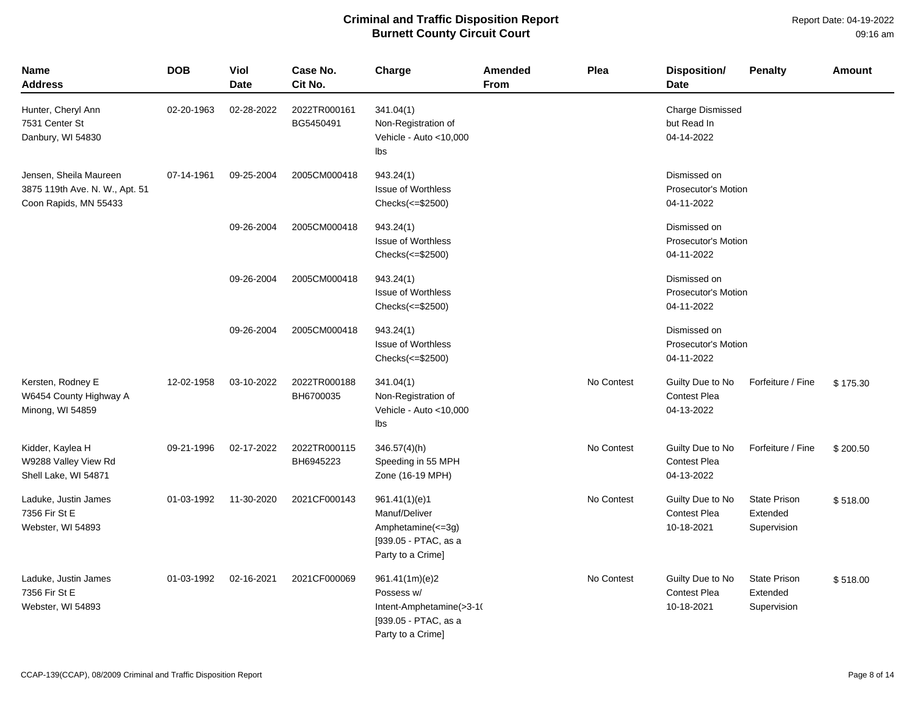# Criminal and Traffic Disposition Report
## Burnett County Circuit Court

Report Date: 04-19-2022
09:16 am

| Name Address | DOB | Viol Date | Case No. Cit No. | Charge | Amended From | Plea | Disposition/ Date | Penalty | Amount |
|---|---|---|---|---|---|---|---|---|---|
| Hunter, Cheryl Ann<br>7531 Center St<br>Danbury, WI 54830 | 02-20-1963 | 02-28-2022 | 2022TR000161<br>BG5450491 | 341.04(1)<br>Non-Registration of Vehicle - Auto <10,000 lbs | | | Charge Dismissed but Read In<br>04-14-2022 | | |
| Jensen, Sheila Maureen<br>3875 119th Ave. N. W., Apt. 51<br>Coon Rapids, MN 55433 | 07-14-1961 | 09-25-2004 | 2005CM000418 | 943.24(1)<br>Issue of Worthless Checks(<=$2500) | | | Dismissed on Prosecutor's Motion<br>04-11-2022 | | |
| | | 09-26-2004 | 2005CM000418 | 943.24(1)<br>Issue of Worthless Checks(<=$2500) | | | Dismissed on Prosecutor's Motion<br>04-11-2022 | | |
| | | 09-26-2004 | 2005CM000418 | 943.24(1)<br>Issue of Worthless Checks(<=$2500) | | | Dismissed on Prosecutor's Motion<br>04-11-2022 | | |
| | | 09-26-2004 | 2005CM000418 | 943.24(1)<br>Issue of Worthless Checks(<=$2500) | | | Dismissed on Prosecutor's Motion<br>04-11-2022 | | |
| Kersten, Rodney E<br>W6454 County Highway A<br>Minong, WI 54859 | 12-02-1958 | 03-10-2022 | 2022TR000188<br>BH6700035 | 341.04(1)<br>Non-Registration of Vehicle - Auto <10,000 lbs | | No Contest | Guilty Due to No Contest Plea<br>04-13-2022 | Forfeiture / Fine | $ 175.30 |
| Kidder, Kaylea H<br>W9288 Valley View Rd<br>Shell Lake, WI 54871 | 09-21-1996 | 02-17-2022 | 2022TR000115<br>BH6945223 | 346.57(4)(h)<br>Speeding in 55 MPH Zone (16-19 MPH) | | No Contest | Guilty Due to No Contest Plea<br>04-13-2022 | Forfeiture / Fine | $ 200.50 |
| Laduke, Justin James<br>7356 Fir St E<br>Webster, WI 54893 | 01-03-1992 | 11-30-2020 | 2021CF000143 | 961.41(1)(e)1<br>Manuf/Deliver Amphetamine(<=3g)<br>[939.05 - PTAC, as a Party to a Crime] | | No Contest | Guilty Due to No Contest Plea<br>10-18-2021 | State Prison Extended Supervision | $ 518.00 |
| Laduke, Justin James<br>7356 Fir St E<br>Webster, WI 54893 | 01-03-1992 | 02-16-2021 | 2021CF000069 | 961.41(1m)(e)2<br>Possess w/ Intent-Amphetamine(>3-1(<br>[939.05 - PTAC, as a Party to a Crime] | | No Contest | Guilty Due to No Contest Plea<br>10-18-2021 | State Prison Extended Supervision | $ 518.00 |

CCAP-139(CCAP), 08/2009 Criminal and Traffic Disposition Report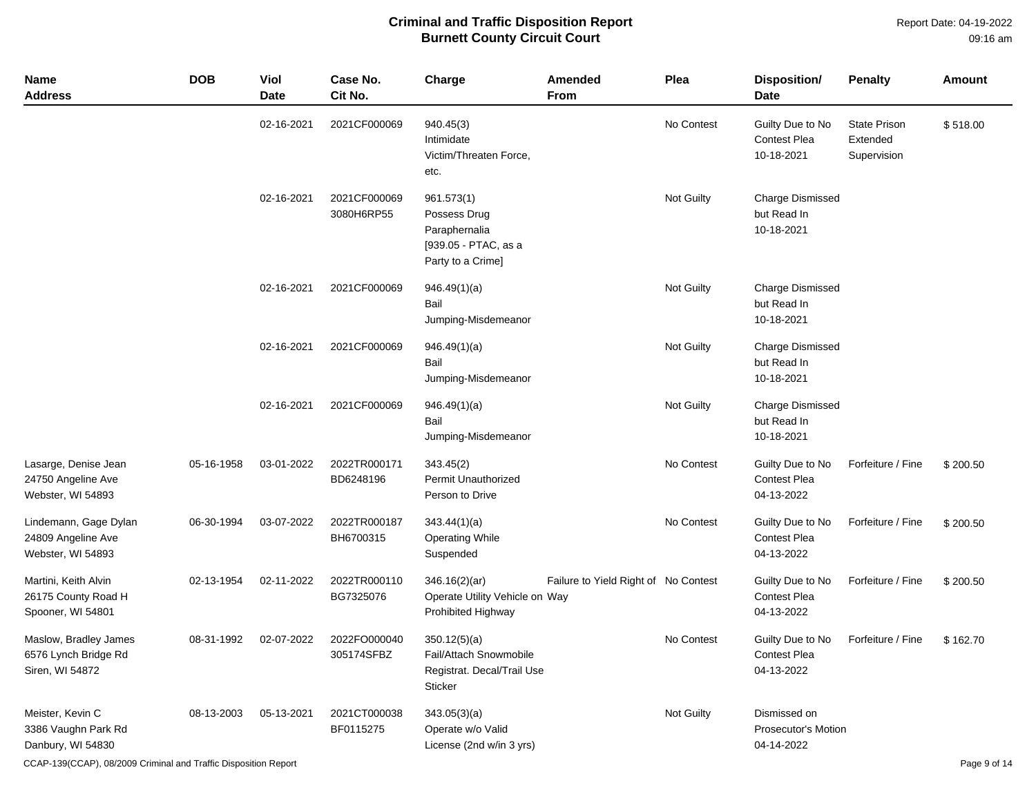# Criminal and Traffic Disposition Report
## Burnett County Circuit Court

Report Date: 04-19-2022
09:16 am

| Name<br>Address | DOB | Viol Date | Case No.<br>Cit No. | Charge | Amended From | Plea | Disposition/ Date | Penalty | Amount |
|---|---|---|---|---|---|---|---|---|---|
| | | 02-16-2021 | 2021CF000069 | 940.45(3)<br>Intimidate Victim/Threaten Force, etc. | | No Contest | Guilty Due to No Contest Plea<br>10-18-2021 | State Prison Extended Supervision | $ 518.00 |
| | | 02-16-2021 | 2021CF000069<br>3080H6RP55 | 961.573(1)<br>Possess Drug Paraphernalia<br>[939.05 - PTAC, as a Party to a Crime] | | Not Guilty | Charge Dismissed but Read In<br>10-18-2021 | | |
| | | 02-16-2021 | 2021CF000069 | 946.49(1)(a)<br>Bail Jumping-Misdemeanor | | Not Guilty | Charge Dismissed but Read In<br>10-18-2021 | | |
| | | 02-16-2021 | 2021CF000069 | 946.49(1)(a)<br>Bail Jumping-Misdemeanor | | Not Guilty | Charge Dismissed but Read In<br>10-18-2021 | | |
| | | 02-16-2021 | 2021CF000069 | 946.49(1)(a)<br>Bail Jumping-Misdemeanor | | Not Guilty | Charge Dismissed but Read In<br>10-18-2021 | | |
| Lasarge, Denise Jean<br>24750 Angeline Ave<br>Webster, WI 54893 | 05-16-1958 | 03-01-2022 | 2022TR000171<br>BD6248196 | 343.45(2)<br>Permit Unauthorized Person to Drive | | No Contest | Guilty Due to No Contest Plea<br>04-13-2022 | Forfeiture / Fine | $ 200.50 |
| Lindemann, Gage Dylan<br>24809 Angeline Ave<br>Webster, WI 54893 | 06-30-1994 | 03-07-2022 | 2022TR000187<br>BH6700315 | 343.44(1)(a)<br>Operating While Suspended | | No Contest | Guilty Due to No Contest Plea<br>04-13-2022 | Forfeiture / Fine | $ 200.50 |
| Martini, Keith Alvin<br>26175 County Road H<br>Spooner, WI 54801 | 02-13-1954 | 02-11-2022 | 2022TR000110<br>BG7325076 | 346.16(2)(ar)<br>Operate Utility Vehicle on Prohibited Highway | Failure to Yield Right of Way | No Contest | Guilty Due to No Contest Plea<br>04-13-2022 | Forfeiture / Fine | $ 200.50 |
| Maslow, Bradley James<br>6576 Lynch Bridge Rd<br>Siren, WI 54872 | 08-31-1992 | 02-07-2022 | 2022FO000040<br>305174SFBZ | 350.12(5)(a)<br>Fail/Attach Snowmobile Registrat. Decal/Trail Use Sticker | | No Contest | Guilty Due to No Contest Plea<br>04-13-2022 | Forfeiture / Fine | $ 162.70 |
| Meister, Kevin C<br>3386 Vaughn Park Rd<br>Danbury, WI 54830 | 08-13-2003 | 05-13-2021 | 2021CT000038<br>BF0115275 | 343.05(3)(a)<br>Operate w/o Valid License (2nd w/in 3 yrs) | | Not Guilty | Dismissed on Prosecutor's Motion<br>04-14-2022 | | |

CCAP-139(CCAP), 08/2009 Criminal and Traffic Disposition Report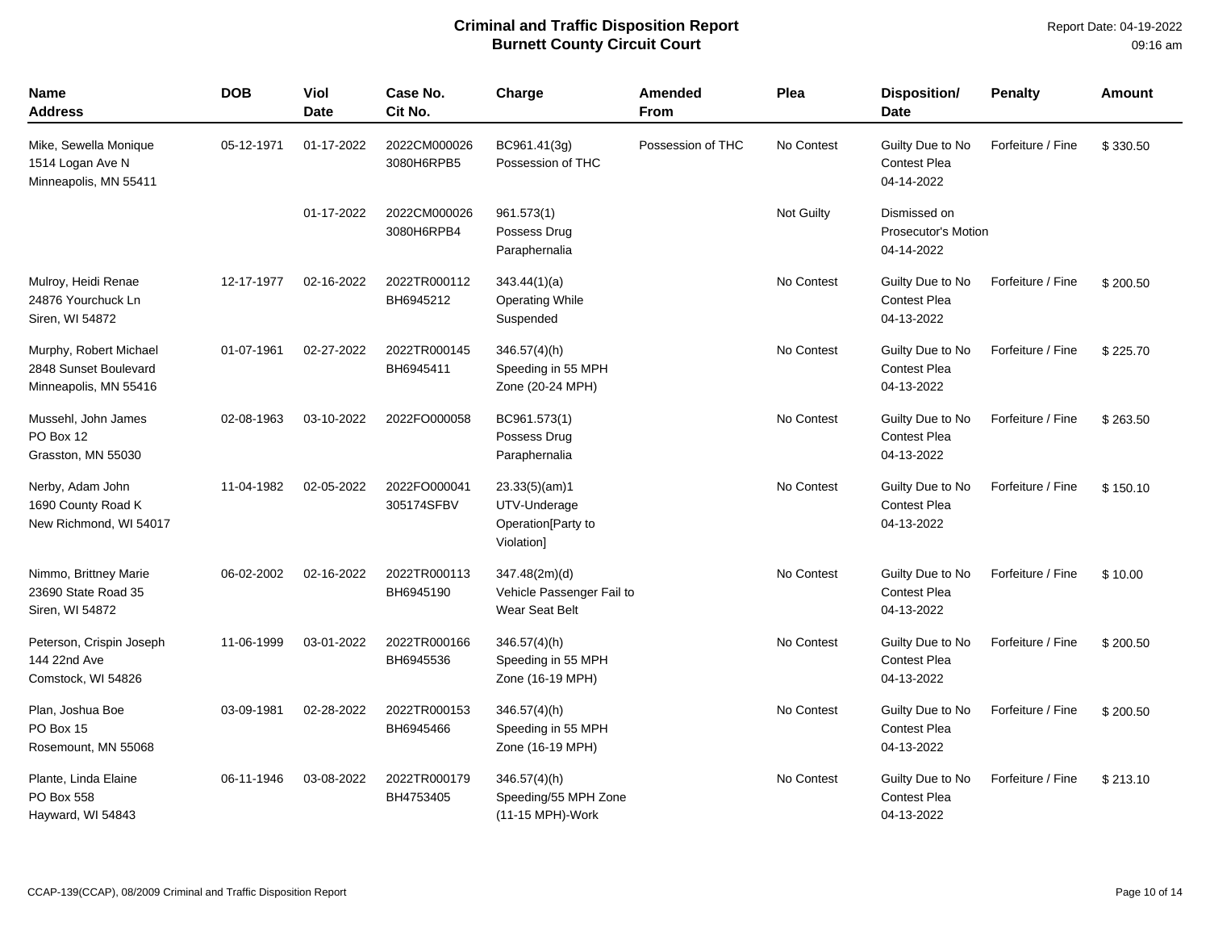# Criminal and Traffic Disposition Report
## Burnett County Circuit Court

Report Date: 04-19-2022
09:16 am

| Name<br>Address | DOB | Viol Date | Case No.<br>Cit No. | Charge | Amended From | Plea | Disposition/<br>Date | Penalty | Amount |
|---|---|---|---|---|---|---|---|---|---|
| Mike, Sewella Monique<br>1514 Logan Ave N<br>Minneapolis, MN 55411 | 05-12-1971 | 01-17-2022 | 2022CM000026<br>3080H6RPB5 | BC961.41(3g)<br>Possession of THC | Possession of THC | No Contest | Guilty Due to No Contest Plea<br>04-14-2022 | Forfeiture / Fine | $ 330.50 |
| | | 01-17-2022 | 2022CM000026<br>3080H6RPB4 | 961.573(1)<br>Possess Drug Paraphernalia | | Not Guilty | Dismissed on Prosecutor's Motion<br>04-14-2022 | | |
| Mulroy, Heidi Renae<br>24876 Yourchuck Ln<br>Siren, WI 54872 | 12-17-1977 | 02-16-2022 | 2022TR000112<br>BH6945212 | 343.44(1)(a)<br>Operating While Suspended | | No Contest | Guilty Due to No Contest Plea<br>04-13-2022 | Forfeiture / Fine | $ 200.50 |
| Murphy, Robert Michael<br>2848 Sunset Boulevard<br>Minneapolis, MN 55416 | 01-07-1961 | 02-27-2022 | 2022TR000145<br>BH6945411 | 346.57(4)(h)<br>Speeding in 55 MPH Zone (20-24 MPH) | | No Contest | Guilty Due to No Contest Plea<br>04-13-2022 | Forfeiture / Fine | $ 225.70 |
| Mussehl, John James<br>PO Box 12<br>Grasston, MN 55030 | 02-08-1963 | 03-10-2022 | 2022FO000058 | BC961.573(1)<br>Possess Drug Paraphernalia | | No Contest | Guilty Due to No Contest Plea<br>04-13-2022 | Forfeiture / Fine | $ 263.50 |
| Nerby, Adam John<br>1690 County Road K<br>New Richmond, WI 54017 | 11-04-1982 | 02-05-2022 | 2022FO000041<br>305174SFBV | 23.33(5)(am)1<br>UTV-Underage Operation[Party to Violation] | | No Contest | Guilty Due to No Contest Plea<br>04-13-2022 | Forfeiture / Fine | $ 150.10 |
| Nimmo, Brittney Marie<br>23690 State Road 35<br>Siren, WI 54872 | 06-02-2002 | 02-16-2022 | 2022TR000113<br>BH6945190 | 347.48(2m)(d)<br>Vehicle Passenger Fail to Wear Seat Belt | | No Contest | Guilty Due to No Contest Plea<br>04-13-2022 | Forfeiture / Fine | $ 10.00 |
| Peterson, Crispin Joseph<br>144 22nd Ave<br>Comstock, WI 54826 | 11-06-1999 | 03-01-2022 | 2022TR000166<br>BH6945536 | 346.57(4)(h)<br>Speeding in 55 MPH Zone (16-19 MPH) | | No Contest | Guilty Due to No Contest Plea<br>04-13-2022 | Forfeiture / Fine | $ 200.50 |
| Plan, Joshua Boe<br>PO Box 15<br>Rosemount, MN 55068 | 03-09-1981 | 02-28-2022 | 2022TR000153<br>BH6945466 | 346.57(4)(h)<br>Speeding in 55 MPH Zone (16-19 MPH) | | No Contest | Guilty Due to No Contest Plea<br>04-13-2022 | Forfeiture / Fine | $ 200.50 |
| Plante, Linda Elaine<br>PO Box 558<br>Hayward, WI 54843 | 06-11-1946 | 03-08-2022 | 2022TR000179<br>BH4753405 | 346.57(4)(h)<br>Speeding/55 MPH Zone (11-15 MPH)-Work | | No Contest | Guilty Due to No Contest Plea<br>04-13-2022 | Forfeiture / Fine | $ 213.10 |

CCAP-139(CCAP), 08/2009 Criminal and Traffic Disposition Report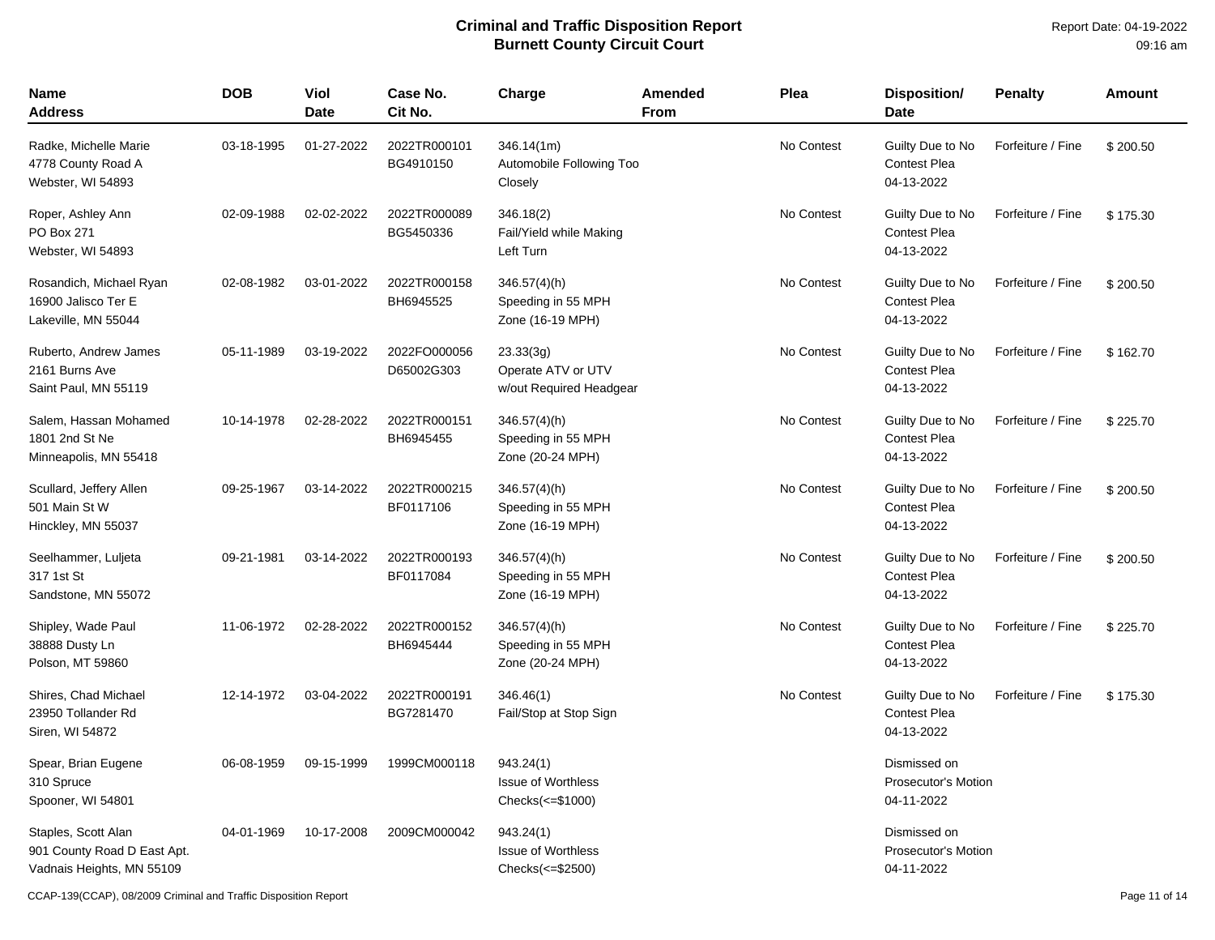**Criminal and Traffic Disposition Report**
**Burnett County Circuit Court**

Report Date: 04-19-2022
09:16 am

| Name Address | DOB | Viol Date | Case No. Cit No. | Charge | Amended From | Plea | Disposition/ Date | Penalty | Amount |
|---|---|---|---|---|---|---|---|---|---|
| Radke, Michelle Marie 4778 County Road A Webster, WI 54893 | 03-18-1995 | 01-27-2022 | 2022TR000101 BG4910150 | 346.14(1m) Automobile Following Too Closely | | No Contest | Guilty Due to No Contest Plea 04-13-2022 | Forfeiture / Fine | $ 200.50 |
| Roper, Ashley Ann PO Box 271 Webster, WI 54893 | 02-09-1988 | 02-02-2022 | 2022TR000089 BG5450336 | 346.18(2) Fail/Yield while Making Left Turn | | No Contest | Guilty Due to No Contest Plea 04-13-2022 | Forfeiture / Fine | $ 175.30 |
| Rosandich, Michael Ryan 16900 Jalisco Ter E Lakeville, MN 55044 | 02-08-1982 | 03-01-2022 | 2022TR000158 BH6945525 | 346.57(4)(h) Speeding in 55 MPH Zone (16-19 MPH) | | No Contest | Guilty Due to No Contest Plea 04-13-2022 | Forfeiture / Fine | $ 200.50 |
| Ruberto, Andrew James 2161 Burns Ave Saint Paul, MN 55119 | 05-11-1989 | 03-19-2022 | 2022FO000056 D65002G303 | 23.33(3g) Operate ATV or UTV w/out Required Headgear | | No Contest | Guilty Due to No Contest Plea 04-13-2022 | Forfeiture / Fine | $ 162.70 |
| Salem, Hassan Mohamed 1801 2nd St Ne Minneapolis, MN 55418 | 10-14-1978 | 02-28-2022 | 2022TR000151 BH6945455 | 346.57(4)(h) Speeding in 55 MPH Zone (20-24 MPH) | | No Contest | Guilty Due to No Contest Plea 04-13-2022 | Forfeiture / Fine | $ 225.70 |
| Scullard, Jeffery Allen 501 Main St W Hinckley, MN 55037 | 09-25-1967 | 03-14-2022 | 2022TR000215 BF0117106 | 346.57(4)(h) Speeding in 55 MPH Zone (16-19 MPH) | | No Contest | Guilty Due to No Contest Plea 04-13-2022 | Forfeiture / Fine | $ 200.50 |
| Seelhammer, Luljeta 317 1st St Sandstone, MN 55072 | 09-21-1981 | 03-14-2022 | 2022TR000193 BF0117084 | 346.57(4)(h) Speeding in 55 MPH Zone (16-19 MPH) | | No Contest | Guilty Due to No Contest Plea 04-13-2022 | Forfeiture / Fine | $ 200.50 |
| Shipley, Wade Paul 38888 Dusty Ln Polson, MT 59860 | 11-06-1972 | 02-28-2022 | 2022TR000152 BH6945444 | 346.57(4)(h) Speeding in 55 MPH Zone (20-24 MPH) | | No Contest | Guilty Due to No Contest Plea 04-13-2022 | Forfeiture / Fine | $ 225.70 |
| Shires, Chad Michael 23950 Tollander Rd Siren, WI 54872 | 12-14-1972 | 03-04-2022 | 2022TR000191 BG7281470 | 346.46(1) Fail/Stop at Stop Sign | | No Contest | Guilty Due to No Contest Plea 04-13-2022 | Forfeiture / Fine | $ 175.30 |
| Spear, Brian Eugene 310 Spruce Spooner, WI 54801 | 06-08-1959 | 09-15-1999 | 1999CM000118 | 943.24(1) Issue of Worthless Checks(<=$1000) | | | Dismissed on Prosecutor's Motion 04-11-2022 | | |
| Staples, Scott Alan 901 County Road D East Apt. Vadnais Heights, MN 55109 | 04-01-1969 | 10-17-2008 | 2009CM000042 | 943.24(1) Issue of Worthless Checks(<=$2500) | | | Dismissed on Prosecutor's Motion 04-11-2022 | | |

CCAP-139(CCAP), 08/2009 Criminal and Traffic Disposition Report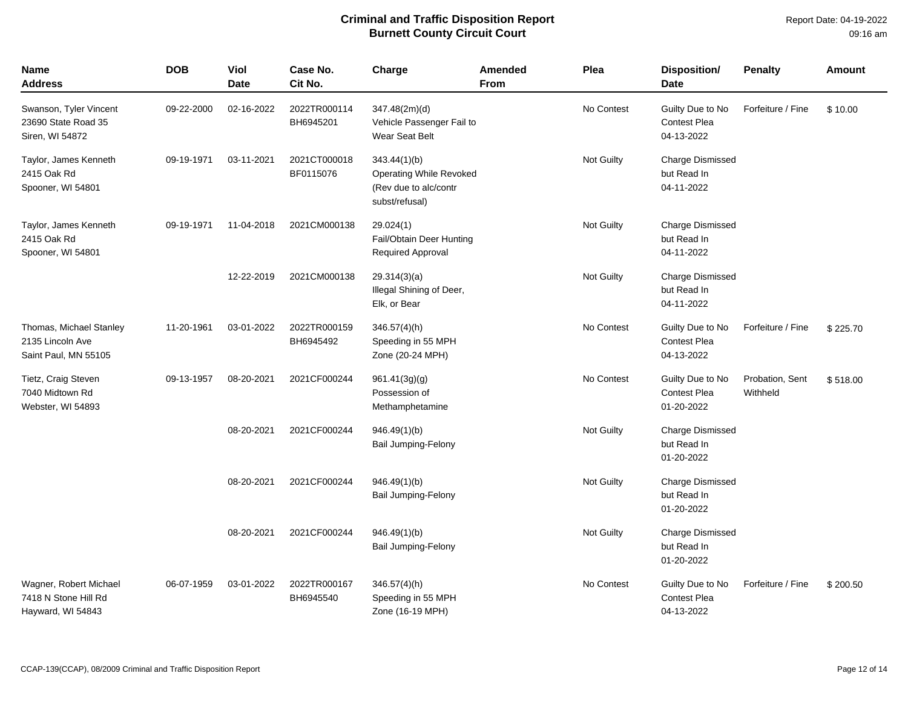# Criminal and Traffic Disposition Report
## Burnett County Circuit Court

Report Date: 04-19-2022
09:16 am

| Name<br>Address | DOB | Viol Date | Case No.<br>Cit No. | Charge | Amended From | Plea | Disposition/<br>Date | Penalty | Amount |
|---|---|---|---|---|---|---|---|---|---|
| Swanson, Tyler Vincent<br>23690 State Road 35<br>Siren, WI 54872 | 09-22-2000 | 02-16-2022 | 2022TR000114<br>BH6945201 | 347.48(2m)(d)<br>Vehicle Passenger Fail to Wear Seat Belt | | No Contest | Guilty Due to No Contest Plea<br>04-13-2022 | Forfeiture / Fine | $ 10.00 |
| Taylor, James Kenneth<br>2415 Oak Rd<br>Spooner, WI 54801 | 09-19-1971 | 03-11-2021 | 2021CT000018<br>BF0115076 | 343.44(1)(b)<br>Operating While Revoked (Rev due to alc/contr subst/refusal) | | Not Guilty | Charge Dismissed but Read In<br>04-11-2022 | | |
| Taylor, James Kenneth<br>2415 Oak Rd<br>Spooner, WI 54801 | 09-19-1971 | 11-04-2018 | 2021CM000138 | 29.024(1)<br>Fail/Obtain Deer Hunting Required Approval | | Not Guilty | Charge Dismissed but Read In<br>04-11-2022 | | |
| | | 12-22-2019 | 2021CM000138 | 29.314(3)(a)<br>Illegal Shining of Deer, Elk, or Bear | | Not Guilty | Charge Dismissed but Read In<br>04-11-2022 | | |
| Thomas, Michael Stanley<br>2135 Lincoln Ave<br>Saint Paul, MN 55105 | 11-20-1961 | 03-01-2022 | 2022TR000159<br>BH6945492 | 346.57(4)(h)<br>Speeding in 55 MPH Zone (20-24 MPH) | | No Contest | Guilty Due to No Contest Plea<br>04-13-2022 | Forfeiture / Fine | $ 225.70 |
| Tietz, Craig Steven<br>7040 Midtown Rd<br>Webster, WI 54893 | 09-13-1957 | 08-20-2021 | 2021CF000244 | 961.41(3g)(g)<br>Possession of Methamphetamine | | No Contest | Guilty Due to No Contest Plea<br>01-20-2022 | Probation, Sent Withheld | $ 518.00 |
| | | 08-20-2021 | 2021CF000244 | 946.49(1)(b)<br>Bail Jumping-Felony | | Not Guilty | Charge Dismissed but Read In<br>01-20-2022 | | |
| | | 08-20-2021 | 2021CF000244 | 946.49(1)(b)<br>Bail Jumping-Felony | | Not Guilty | Charge Dismissed but Read In<br>01-20-2022 | | |
| | | 08-20-2021 | 2021CF000244 | 946.49(1)(b)<br>Bail Jumping-Felony | | Not Guilty | Charge Dismissed but Read In<br>01-20-2022 | | |
| Wagner, Robert Michael<br>7418 N Stone Hill Rd<br>Hayward, WI 54843 | 06-07-1959 | 03-01-2022 | 2022TR000167<br>BH6945540 | 346.57(4)(h)<br>Speeding in 55 MPH Zone (16-19 MPH) | | No Contest | Guilty Due to No Contest Plea<br>04-13-2022 | Forfeiture / Fine | $ 200.50 |

CCAP-139(CCAP), 08/2009 Criminal and Traffic Disposition Report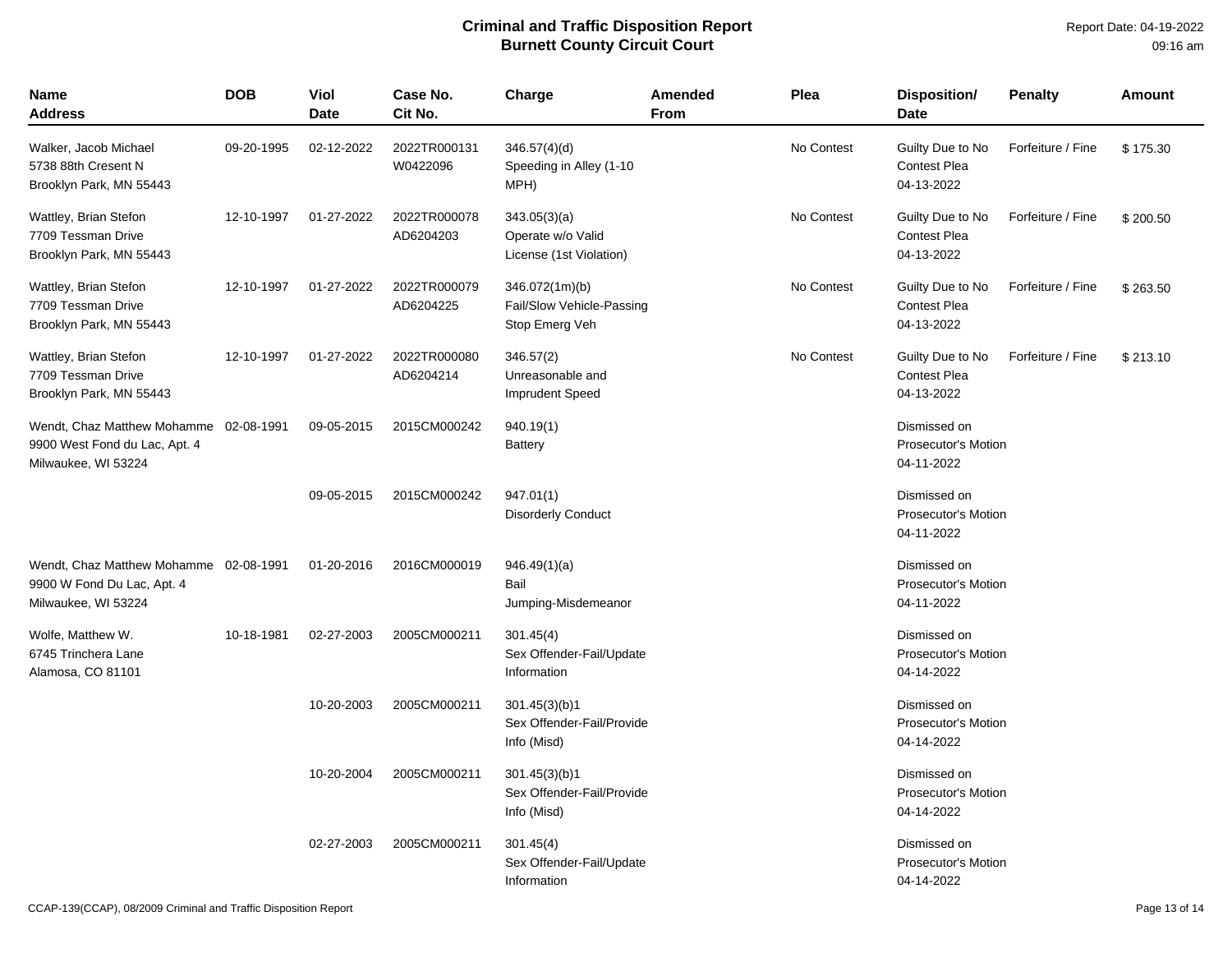# Criminal and Traffic Disposition Report
## Burnett County Circuit Court

Report Date: 04-19-2022
09:16 am

| Name<br>Address | DOB | Viol Date | Case No.<br>Cit No. | Charge | Amended From | Plea | Disposition/<br>Date | Penalty | Amount |
|---|---|---|---|---|---|---|---|---|---|
| Walker, Jacob Michael<br>5738 88th Cresent N<br>Brooklyn Park, MN 55443 | 09-20-1995 | 02-12-2022 | 2022TR000131<br>W0422096 | 346.57(4)(d)<br>Speeding in Alley (1-10 MPH) | | No Contest | Guilty Due to No Contest Plea<br>04-13-2022 | Forfeiture / Fine | $ 175.30 |
| Wattley, Brian Stefon<br>7709 Tessman Drive<br>Brooklyn Park, MN 55443 | 12-10-1997 | 01-27-2022 | 2022TR000078<br>AD6204203 | 343.05(3)(a)<br>Operate w/o Valid License (1st Violation) | | No Contest | Guilty Due to No Contest Plea<br>04-13-2022 | Forfeiture / Fine | $ 200.50 |
| Wattley, Brian Stefon<br>7709 Tessman Drive<br>Brooklyn Park, MN 55443 | 12-10-1997 | 01-27-2022 | 2022TR000079<br>AD6204225 | 346.072(1m)(b)<br>Fail/Slow Vehicle-Passing Stop Emerg Veh | | No Contest | Guilty Due to No Contest Plea<br>04-13-2022 | Forfeiture / Fine | $ 263.50 |
| Wattley, Brian Stefon<br>7709 Tessman Drive<br>Brooklyn Park, MN 55443 | 12-10-1997 | 01-27-2022 | 2022TR000080<br>AD6204214 | 346.57(2)<br>Unreasonable and Imprudent Speed | | No Contest | Guilty Due to No Contest Plea<br>04-13-2022 | Forfeiture / Fine | $ 213.10 |
| Wendt, Chaz Matthew Mohamme<br>9900 West Fond du Lac, Apt. 4<br>Milwaukee, WI 53224 | 02-08-1991 | 09-05-2015 | 2015CM000242 | 940.19(1)<br>Battery | | | Dismissed on Prosecutor's Motion<br>04-11-2022 | | |
| | | 09-05-2015 | 2015CM000242 | 947.01(1)<br>Disorderly Conduct | | | Dismissed on Prosecutor's Motion<br>04-11-2022 | | |
| Wendt, Chaz Matthew Mohamme<br>9900 W Fond Du Lac, Apt. 4<br>Milwaukee, WI 53224 | 02-08-1991 | 01-20-2016 | 2016CM000019 | 946.49(1)(a)<br>Bail Jumping-Misdemeanor | | | Dismissed on Prosecutor's Motion<br>04-11-2022 | | |
| Wolfe, Matthew W.<br>6745 Trinchera Lane<br>Alamosa, CO 81101 | 10-18-1981 | 02-27-2003 | 2005CM000211 | 301.45(4)<br>Sex Offender-Fail/Update Information | | | Dismissed on Prosecutor's Motion<br>04-14-2022 | | |
| | | 10-20-2003 | 2005CM000211 | 301.45(3)(b)1<br>Sex Offender-Fail/Provide Info (Misd) | | | Dismissed on Prosecutor's Motion<br>04-14-2022 | | |
| | | 10-20-2004 | 2005CM000211 | 301.45(3)(b)1<br>Sex Offender-Fail/Provide Info (Misd) | | | Dismissed on Prosecutor's Motion<br>04-14-2022 | | |
| | | 02-27-2003 | 2005CM000211 | 301.45(4)<br>Sex Offender-Fail/Update Information | | | Dismissed on Prosecutor's Motion<br>04-14-2022 | | |

CCAP-139(CCAP), 08/2009 Criminal and Traffic Disposition Report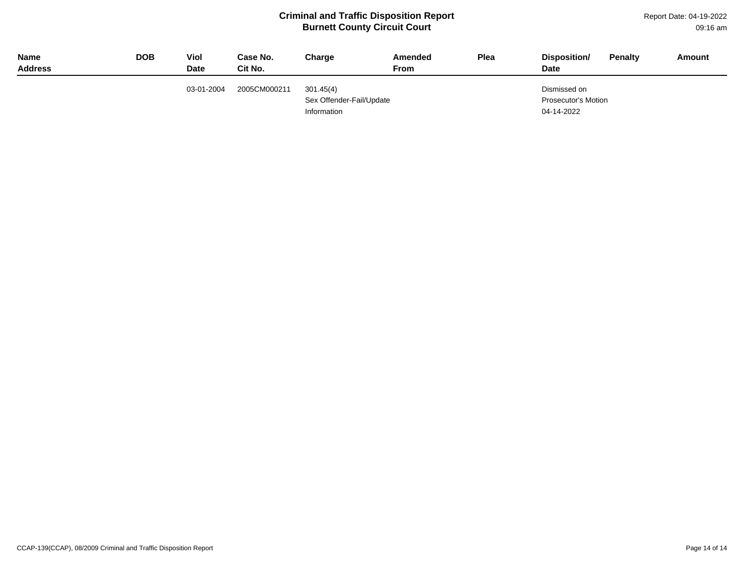# Criminal and Traffic Disposition Report
## Burnett County Circuit Court

Report Date: 04-19-2022
09:16 am

| Name<br>Address | DOB | Viol<br>Date | Case No.<br>Cit No. | Charge | Amended<br>From | Plea | Disposition/<br>Date | Penalty | Amount |
|---|---|---|---|---|---|---|---|---|---|
| | | 03-01-2004 | 2005CM000211 | 301.45(4)<br>Sex Offender-Fail/Update Information | | | Dismissed on Prosecutor's Motion<br>04-14-2022 | | |

CCAP-139(CCAP), 08/2009 Criminal and Traffic Disposition Report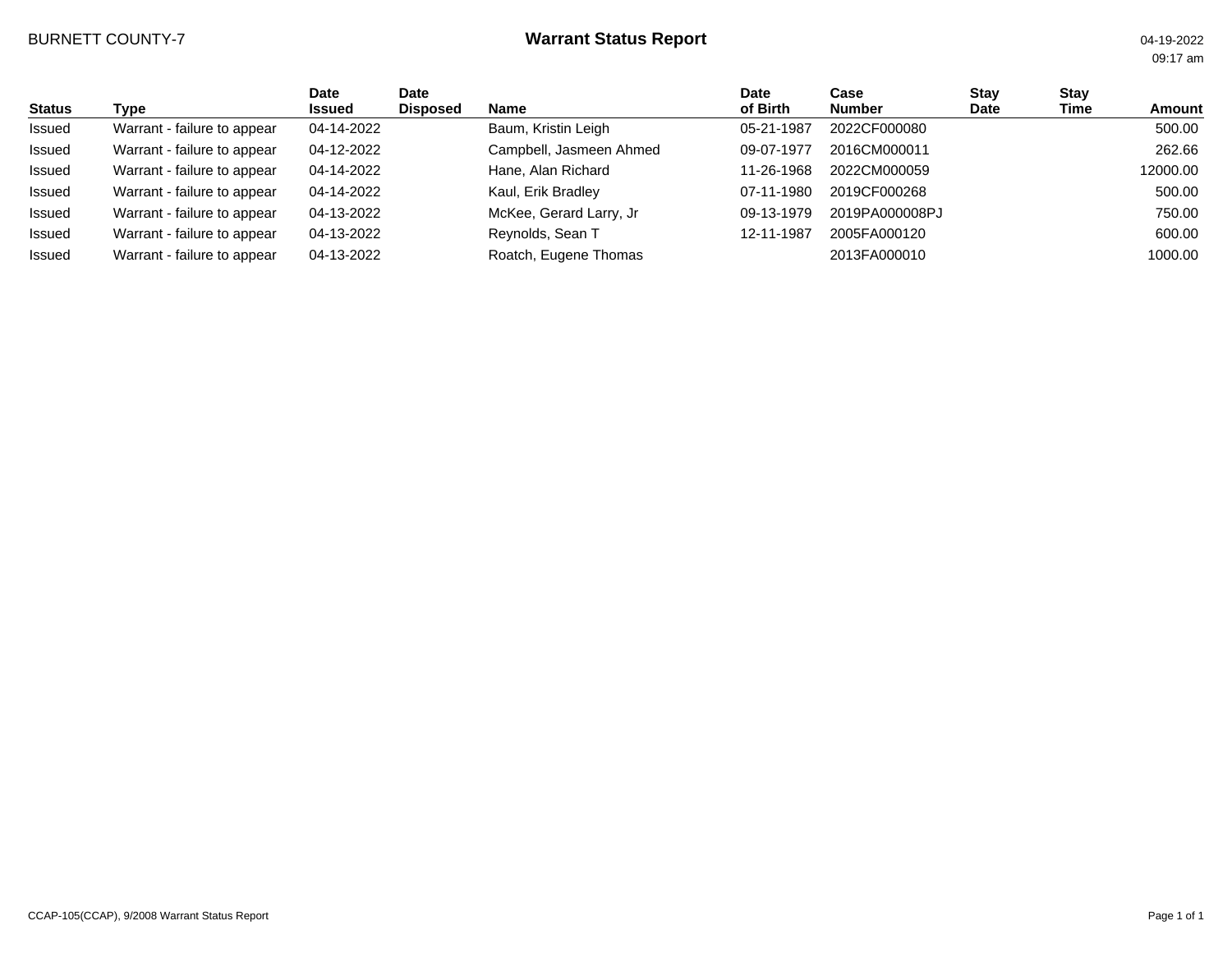BURNETT COUNTY-7

# Warrant Status Report

04-19-2022
09:17 am

| Status | Type | Date Issued | Date Disposed | Name | Date of Birth | Case Number | Stay Date | Stay Time | Amount |
|---|---|---|---|---|---|---|---|---|---|
| Issued | Warrant - failure to appear | 04-14-2022 | | Baum, Kristin Leigh | 05-21-1987 | 2022CF000080 | | | 500.00 |
| Issued | Warrant - failure to appear | 04-12-2022 | | Campbell, Jasmeen Ahmed | 09-07-1977 | 2016CM000011 | | | 262.66 |
| Issued | Warrant - failure to appear | 04-14-2022 | | Hane, Alan Richard | 11-26-1968 | 2022CM000059 | | | 12000.00 |
| Issued | Warrant - failure to appear | 04-14-2022 | | Kaul, Erik Bradley | 07-11-1980 | 2019CF000268 | | | 500.00 |
| Issued | Warrant - failure to appear | 04-13-2022 | | McKee, Gerard Larry, Jr | 09-13-1979 | 2019PA000008PJ | | | 750.00 |
| Issued | Warrant - failure to appear | 04-13-2022 | | Reynolds, Sean T | 12-11-1987 | 2005FA000120 | | | 600.00 |
| Issued | Warrant - failure to appear | 04-13-2022 | | Roatch, Eugene Thomas | | 2013FA000010 | | | 1000.00 |

CCAP-105(CCAP), 9/2008 Warrant Status Report